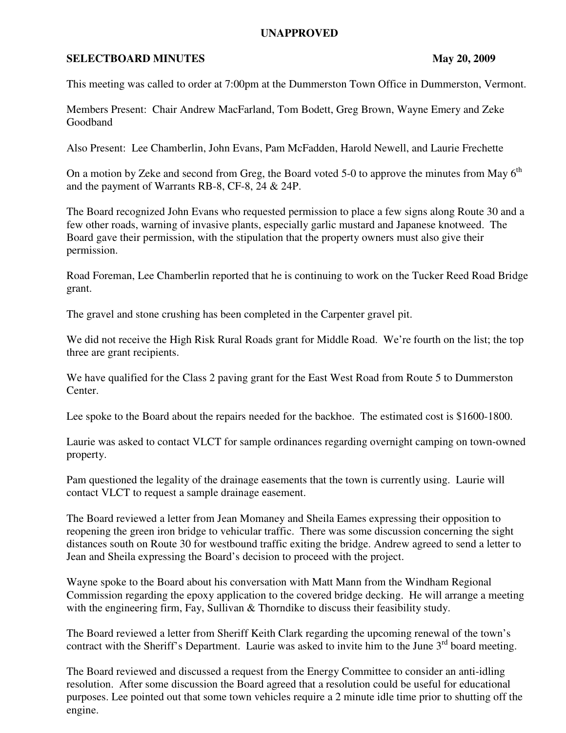**UNAPPROVED**

**SELECTBOARD MINUTES** **May 20, 2009**

This meeting was called to order at 7:00pm at the Dummerston Town Office in Dummerston, Vermont.

Members Present: Chair Andrew MacFarland, Tom Bodett, Greg Brown, Wayne Emery and Zeke Goodband

Also Present: Lee Chamberlin, John Evans, Pam McFadden, Harold Newell, and Laurie Frechette

On a motion by Zeke and second from Greg, the Board voted 5-0 to approve the minutes from May 6th and the payment of Warrants RB-8, CF-8, 24 & 24P.

The Board recognized John Evans who requested permission to place a few signs along Route 30 and a few other roads, warning of invasive plants, especially garlic mustard and Japanese knotweed. The Board gave their permission, with the stipulation that the property owners must also give their permission.

Road Foreman, Lee Chamberlin reported that he is continuing to work on the Tucker Reed Road Bridge grant.

The gravel and stone crushing has been completed in the Carpenter gravel pit.

We did not receive the High Risk Rural Roads grant for Middle Road. We're fourth on the list; the top three are grant recipients.

We have qualified for the Class 2 paving grant for the East West Road from Route 5 to Dummerston Center.

Lee spoke to the Board about the repairs needed for the backhoe. The estimated cost is $1600-1800.

Laurie was asked to contact VLCT for sample ordinances regarding overnight camping on town-owned property.

Pam questioned the legality of the drainage easements that the town is currently using. Laurie will contact VLCT to request a sample drainage easement.

The Board reviewed a letter from Jean Momaney and Sheila Eames expressing their opposition to reopening the green iron bridge to vehicular traffic. There was some discussion concerning the sight distances south on Route 30 for westbound traffic exiting the bridge. Andrew agreed to send a letter to Jean and Sheila expressing the Board's decision to proceed with the project.

Wayne spoke to the Board about his conversation with Matt Mann from the Windham Regional Commission regarding the epoxy application to the covered bridge decking. He will arrange a meeting with the engineering firm, Fay, Sullivan & Thorndike to discuss their feasibility study.

The Board reviewed a letter from Sheriff Keith Clark regarding the upcoming renewal of the town's contract with the Sheriff's Department. Laurie was asked to invite him to the June 3rd board meeting.

The Board reviewed and discussed a request from the Energy Committee to consider an anti-idling resolution. After some discussion the Board agreed that a resolution could be useful for educational purposes. Lee pointed out that some town vehicles require a 2 minute idle time prior to shutting off the engine.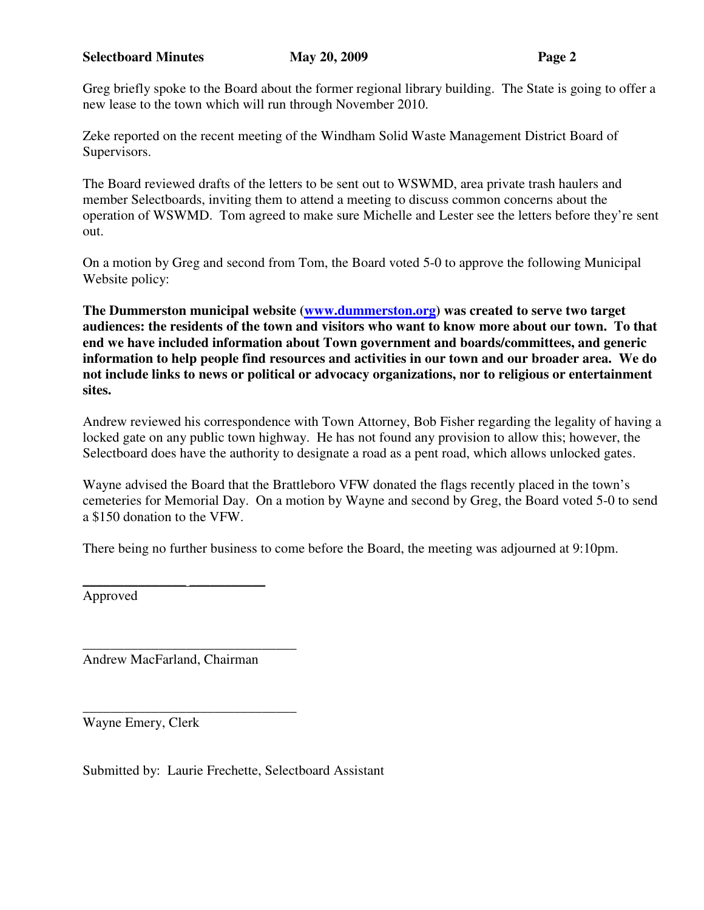Greg briefly spoke to the Board about the former regional library building. The State is going to offer a new lease to the town which will run through November 2010.

Zeke reported on the recent meeting of the Windham Solid Waste Management District Board of Supervisors.

The Board reviewed drafts of the letters to be sent out to WSWMD, area private trash haulers and member Selectboards, inviting them to attend a meeting to discuss common concerns about the operation of WSWMD. Tom agreed to make sure Michelle and Lester see the letters before they're sent out.

On a motion by Greg and second from Tom, the Board voted 5-0 to approve the following Municipal Website policy:

**The Dummerston municipal website ([www.dummerston.org](http://www.dummerston.org)) was created to serve two target audiences: the residents of the town and visitors who want to know more about our town. To that end we have included information about Town government and boards/committees, and generic information to help people find resources and activities in our town and our broader area. We do not include links to news or political or advocacy organizations, nor to religious or entertainment sites.**

Andrew reviewed his correspondence with Town Attorney, Bob Fisher regarding the legality of having a locked gate on any public town highway. He has not found any provision to allow this; however, the Selectboard does have the authority to designate a road as a pent road, which allows unlocked gates.

Wayne advised the Board that the Brattleboro VFW donated the flags recently placed in the town's cemeteries for Memorial Day. On a motion by Wayne and second by Greg, the Board voted 5-0 to send a $150 donation to the VFW.

There being no further business to come before the Board, the meeting was adjourned at 9:10pm.

\_\_\_\_\_\_\_\_\_\_\_\_\_\_\_\_\_\_\_\_\_\_\_\_\_\_\_
Approved

\_\_\_\_\_\_\_\_\_\_\_\_\_\_\_\_\_\_\_\_\_\_\_\_\_\_\_\_\_\_\_\_
Andrew MacFarland, Chairman

\_\_\_\_\_\_\_\_\_\_\_\_\_\_\_\_\_\_\_\_\_\_\_\_\_\_\_\_\_\_\_\_
Wayne Emery, Clerk

Submitted by: Laurie Frechette, Selectboard Assistant